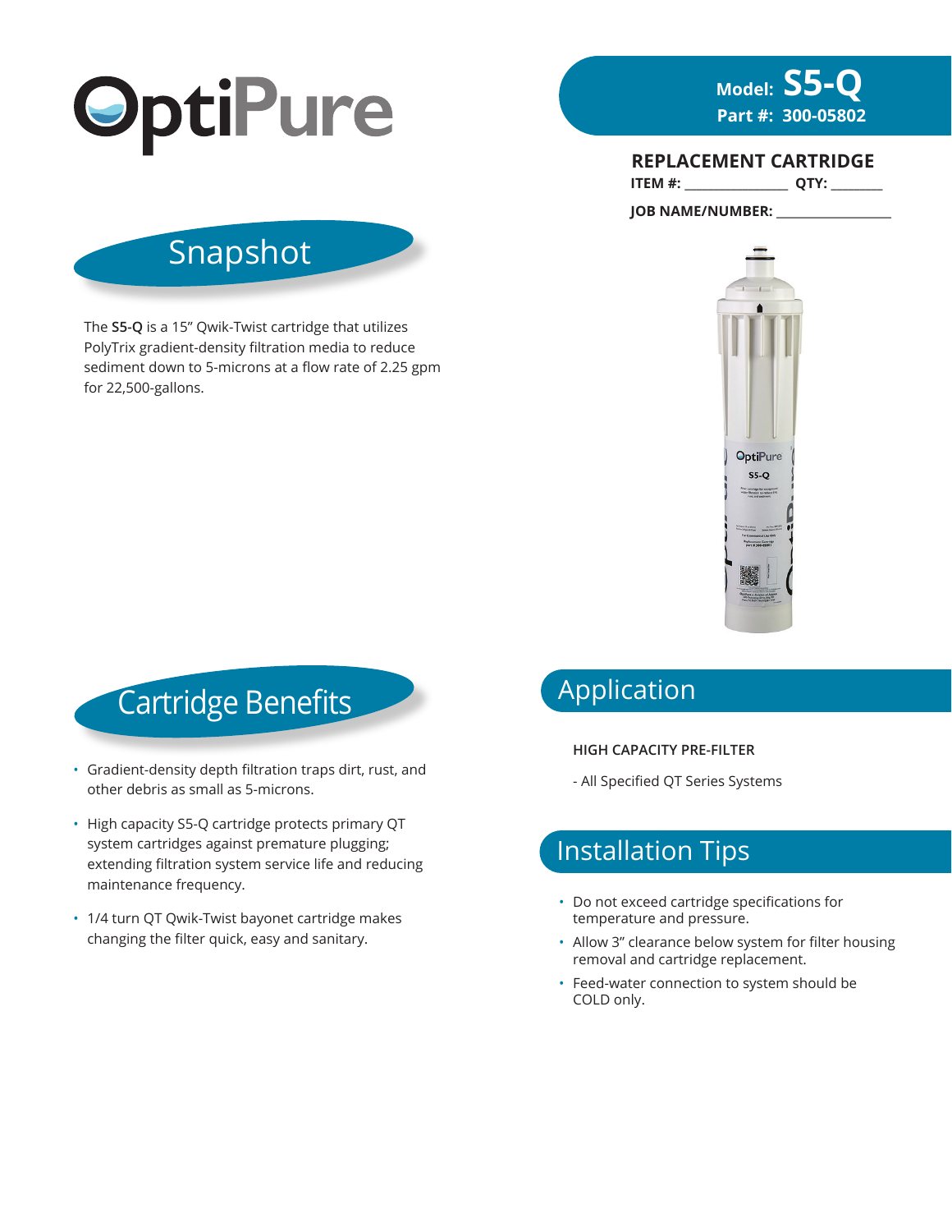# OptiPure

**Model: S5-Q**
**Part #: 300-05802**

**REPLACEMENT CARTRIDGE**

**ITEM #:** _______________ **QTY:** ________

**JOB NAME/NUMBER:** _________________

## Snapshot

The **S5-Q** is a 15" Qwik-Twist cartridge that utilizes PolyTrix gradient-density filtration media to reduce sediment down to 5-microns at a flow rate of 2.25 gpm for 22,500-gallons.

## Cartridge Benefits

- Gradient-density depth filtration traps dirt, rust, and other debris as small as 5-microns.
- High capacity S5-Q cartridge protects primary QT system cartridges against premature plugging; extending filtration system service life and reducing maintenance frequency.
- 1/4 turn QT Qwik-Twist bayonet cartridge makes changing the filter quick, easy and sanitary.

## Application

HIGH CAPACITY PRE-FILTER

- All Specified QT Series Systems

## Installation Tips

- Do not exceed cartridge specifications for temperature and pressure.
- Allow 3" clearance below system for filter housing removal and cartridge replacement.
- Feed-water connection to system should be COLD only.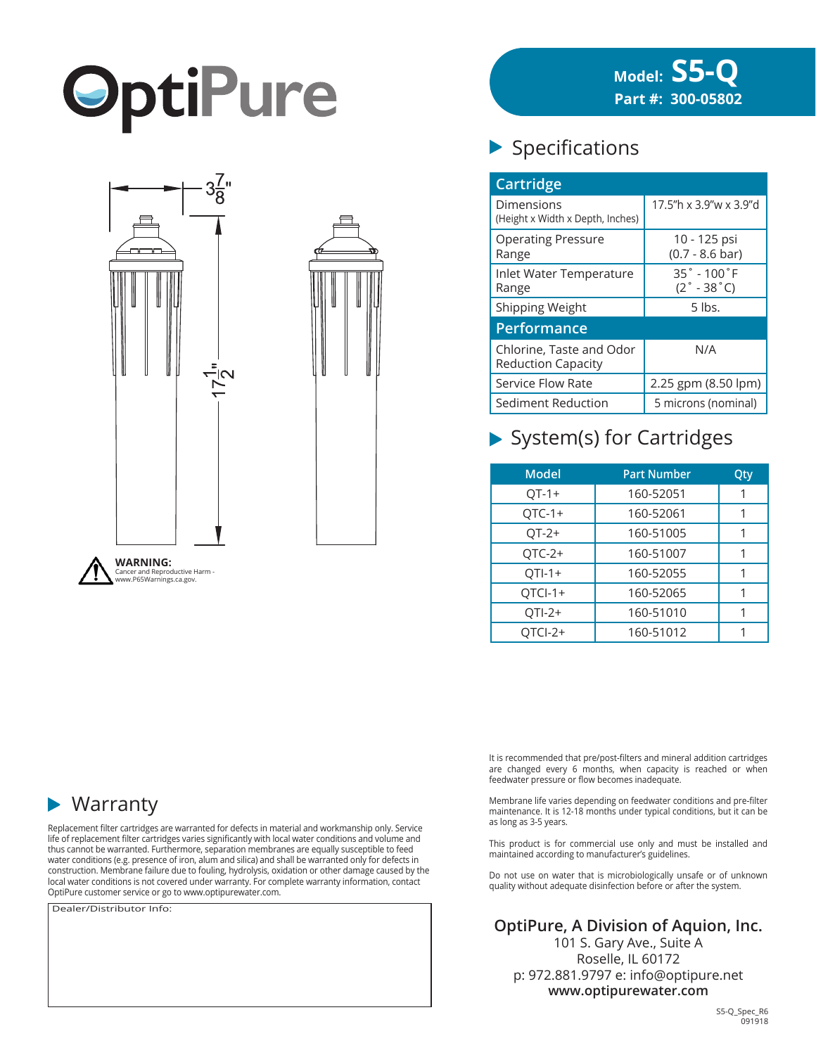# OptiPure

**Model: S5-Q**
**Part #: 300-05802**

3 7/8"

17 1/2"

**WARNING:** Cancer and Reproductive Harm - www.P65Warnings.ca.gov.

## Specifications

| Cartridge | |
|---|---|
| Dimensions (Height x Width x Depth, Inches) | 17.5"h x 3.9"w x 3.9"d |
| Operating Pressure Range | 10 - 125 psi (0.7 - 8.6 bar) |
| Inlet Water Temperature Range | 35˚ - 100˚F (2˚ - 38˚C) |
| Shipping Weight | 5 lbs. |
| **Performance** | |
| Chlorine, Taste and Odor Reduction Capacity | N/A |
| Service Flow Rate | 2.25 gpm (8.50 lpm) |
| Sediment Reduction | 5 microns (nominal) |

## System(s) for Cartridges

| Model | Part Number | Qty |
|---|---|---|
| QT-1+ | 160-52051 | 1 |
| QTC-1+ | 160-52061 | 1 |
| QT-2+ | 160-51005 | 1 |
| QTC-2+ | 160-51007 | 1 |
| QTI-1+ | 160-52055 | 1 |
| QTCI-1+ | 160-52065 | 1 |
| QTI-2+ | 160-51010 | 1 |
| QTCI-2+ | 160-51012 | 1 |

## Warranty

Replacement filter cartridges are warranted for defects in material and workmanship only. Service life of replacement filter cartridges varies significantly with local water conditions and volume and thus cannot be warranted. Furthermore, separation membranes are equally susceptible to feed water conditions (e.g. presence of iron, alum and silica) and shall be warranted only for defects in construction. Membrane failure due to fouling, hydrolysis, oxidation or other damage caused by the local water conditions is not covered under warranty. For complete warranty information, contact OptiPure customer service or go to www.optipurewater.com.

Dealer/Distributor Info:

It is recommended that pre/post-filters and mineral addition cartridges are changed every 6 months, when capacity is reached or when feedwater pressure or flow becomes inadequate.

Membrane life varies depending on feedwater conditions and pre-filter maintenance. It is 12-18 months under typical conditions, but it can be as long as 3-5 years.

This product is for commercial use only and must be installed and maintained according to manufacturer's guidelines.

Do not use on water that is microbiologically unsafe or of unknown quality without adequate disinfection before or after the system.

**OptiPure, A Division of Aquion, Inc.**
101 S. Gary Ave., Suite A
Roselle, IL 60172
p: 972.881.9797 e: info@optipure.net
**www.optipurewater.com**

S5-Q_Spec_R6
091918